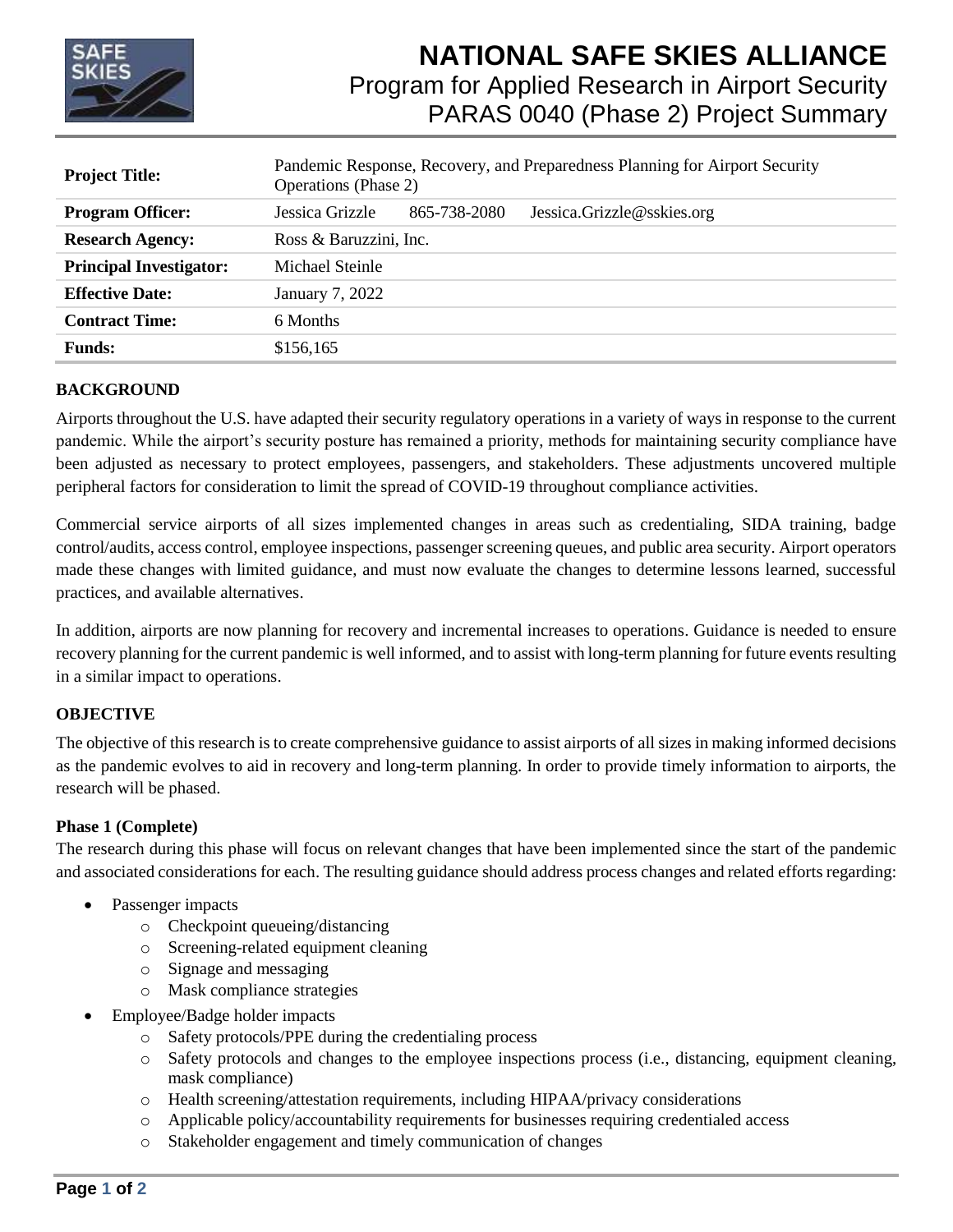# NATIONAL SAFE SKIES ALLIANCE

## Program for Applied Research in Airport Security

## PARAS 0040 (Phase 2) Project Summary

| | |
|---|---|
| **Project Title:** | Pandemic Response, Recovery, and Preparedness Planning for Airport Security Operations (Phase 2) |
| **Program Officer:** | Jessica Grizzle 865-738-2080 Jessica.Grizzle@sskies.org |
| **Research Agency:** | Ross & Baruzzini, Inc. |
| **Principal Investigator:** | Michael Steinle |
| **Effective Date:** | January 7, 2022 |
| **Contract Time:** | 6 Months |
| **Funds:** | $156,165 |

### BACKGROUND

Airports throughout the U.S. have adapted their security regulatory operations in a variety of ways in response to the current pandemic. While the airport's security posture has remained a priority, methods for maintaining security compliance have been adjusted as necessary to protect employees, passengers, and stakeholders. These adjustments uncovered multiple peripheral factors for consideration to limit the spread of COVID-19 throughout compliance activities.

Commercial service airports of all sizes implemented changes in areas such as credentialing, SIDA training, badge control/audits, access control, employee inspections, passenger screening queues, and public area security. Airport operators made these changes with limited guidance, and must now evaluate the changes to determine lessons learned, successful practices, and available alternatives.

In addition, airports are now planning for recovery and incremental increases to operations. Guidance is needed to ensure recovery planning for the current pandemic is well informed, and to assist with long-term planning for future events resulting in a similar impact to operations.

### OBJECTIVE

The objective of this research is to create comprehensive guidance to assist airports of all sizes in making informed decisions as the pandemic evolves to aid in recovery and long-term planning. In order to provide timely information to airports, the research will be phased.

#### Phase 1 (Complete)

The research during this phase will focus on relevant changes that have been implemented since the start of the pandemic and associated considerations for each. The resulting guidance should address process changes and related efforts regarding:

- Passenger impacts
  - Checkpoint queueing/distancing
  - Screening-related equipment cleaning
  - Signage and messaging
  - Mask compliance strategies
- Employee/Badge holder impacts
  - Safety protocols/PPE during the credentialing process
  - Safety protocols and changes to the employee inspections process (i.e., distancing, equipment cleaning, mask compliance)
  - Health screening/attestation requirements, including HIPAA/privacy considerations
  - Applicable policy/accountability requirements for businesses requiring credentialed access
  - Stakeholder engagement and timely communication of changes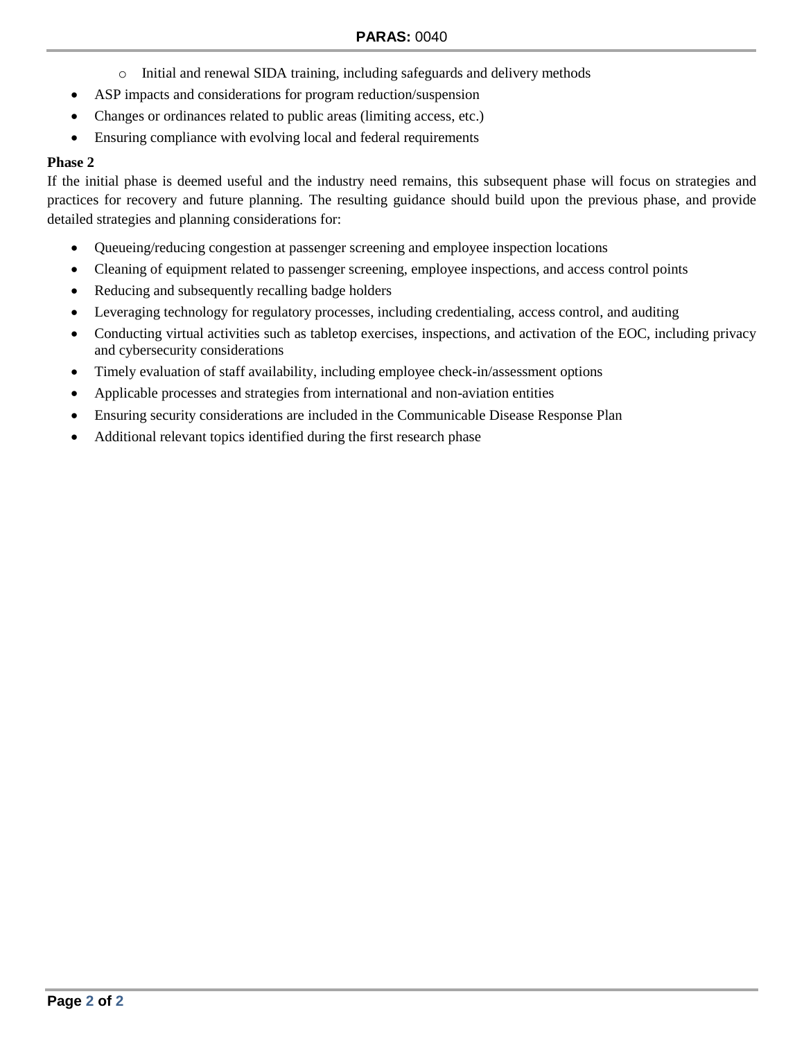- Initial and renewal SIDA training, including safeguards and delivery methods
- ASP impacts and considerations for program reduction/suspension
- Changes or ordinances related to public areas (limiting access, etc.)
- Ensuring compliance with evolving local and federal requirements

**Phase 2**

If the initial phase is deemed useful and the industry need remains, this subsequent phase will focus on strategies and practices for recovery and future planning. The resulting guidance should build upon the previous phase, and provide detailed strategies and planning considerations for:

- Queueing/reducing congestion at passenger screening and employee inspection locations
- Cleaning of equipment related to passenger screening, employee inspections, and access control points
- Reducing and subsequently recalling badge holders
- Leveraging technology for regulatory processes, including credentialing, access control, and auditing
- Conducting virtual activities such as tabletop exercises, inspections, and activation of the EOC, including privacy and cybersecurity considerations
- Timely evaluation of staff availability, including employee check-in/assessment options
- Applicable processes and strategies from international and non-aviation entities
- Ensuring security considerations are included in the Communicable Disease Response Plan
- Additional relevant topics identified during the first research phase